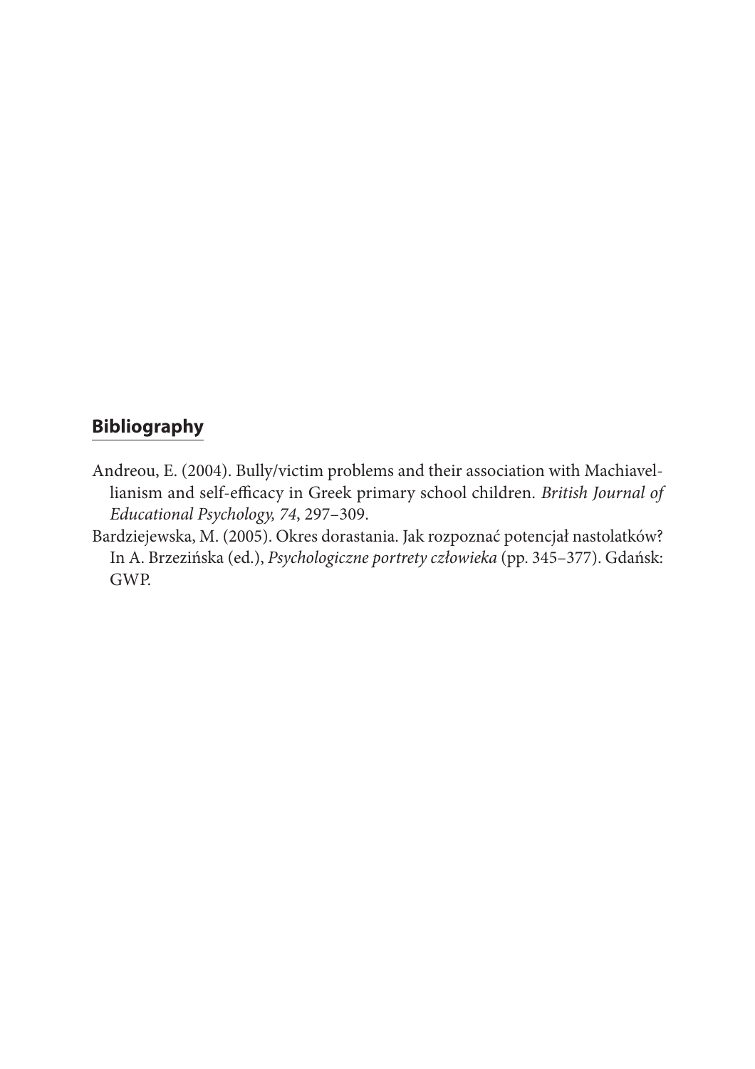## Bibliography

Andreou, E. (2004). Bully/victim problems and their association with Machiavellianism and self-efficacy in Greek primary school children. *British Journal of Educational Psychology, 74*, 297–309.

Bardziejewska, M. (2005). Okres dorastania. Jak rozpoznać potencjał nastolatków? In A. Brzezińska (ed.), *Psychologiczne portrety człowieka* (pp. 345–377). Gdańsk: GWP.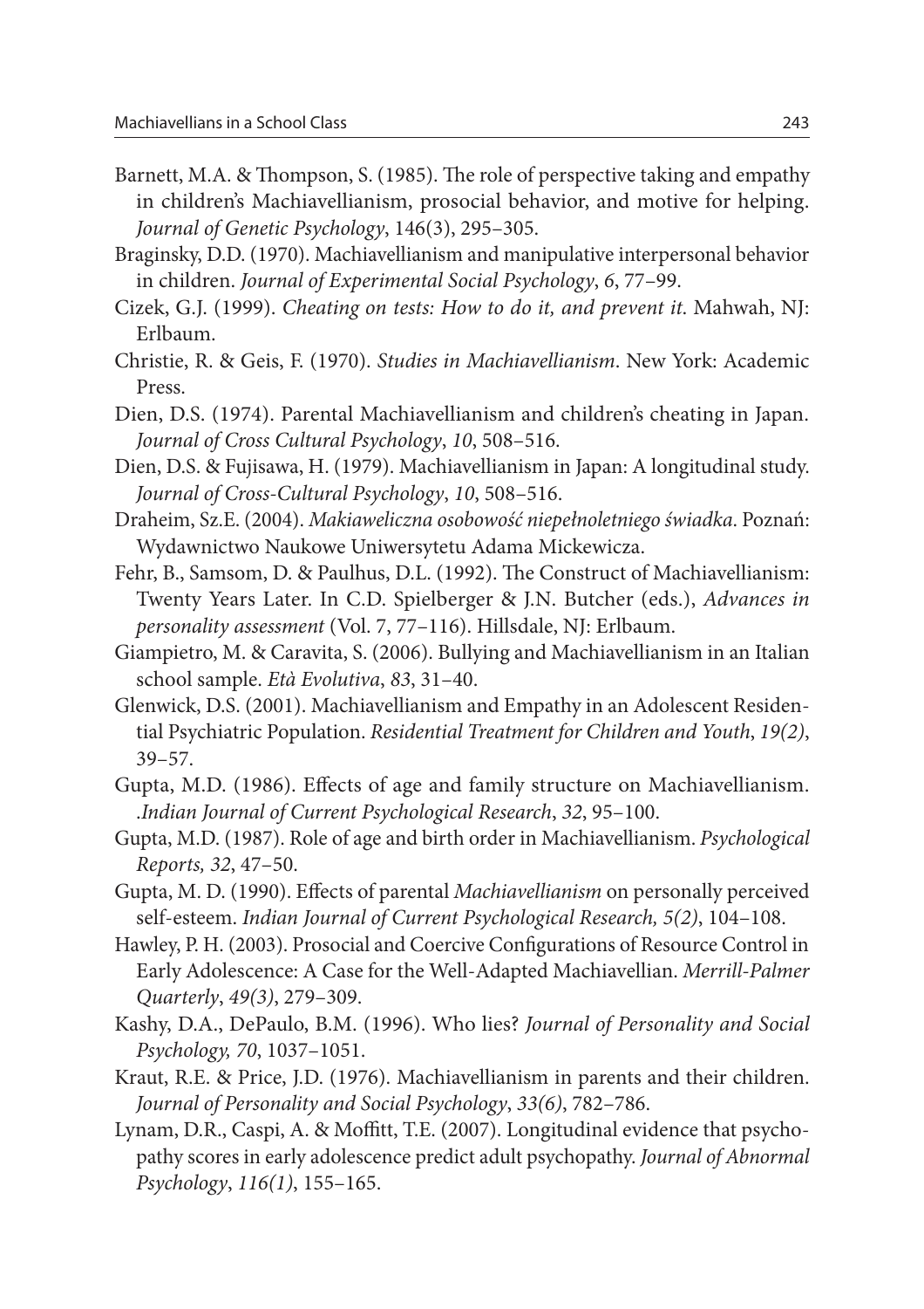Barnett, M.A. & Thompson, S. (1985). The role of perspective taking and empathy in children's Machiavellianism, prosocial behavior, and motive for helping. *Journal of Genetic Psychology*, 146(3), 295–305.

Braginsky, D.D. (1970). Machiavellianism and manipulative interpersonal behavior in children. *Journal of Experimental Social Psychology*, *6*, 77–99.

Cizek, G.J. (1999). *Cheating on tests: How to do it, and prevent it*. Mahwah, NJ: Erlbaum.

Christie, R. & Geis, F. (1970). *Studies in Machiavellianism*. New York: Academic Press.

Dien, D.S. (1974). Parental Machiavellianism and children's cheating in Japan. *Journal of Cross Cultural Psychology*, *10*, 508–516.

Dien, D.S. & Fujisawa, H. (1979). Machiavellianism in Japan: A longitudinal study. *Journal of Cross-Cultural Psychology*, *10*, 508–516.

Draheim, Sz.E. (2004). *Makiaweliczna osobowość niepełnoletniego świadka*. Poznań: Wydawnictwo Naukowe Uniwersytetu Adama Mickewicza.

Fehr, B., Samsom, D. & Paulhus, D.L. (1992). The Construct of Machiavellianism: Twenty Years Later. In C.D. Spielberger & J.N. Butcher (eds.), *Advances in personality assessment* (Vol. 7, 77–116). Hillsdale, NJ: Erlbaum.

Giampietro, M. & Caravita, S. (2006). Bullying and Machiavellianism in an Italian school sample. *Età Evolutiva*, *83*, 31–40.

Glenwick, D.S. (2001). Machiavellianism and Empathy in an Adolescent Residential Psychiatric Population. *Residential Treatment for Children and Youth*, *19(2)*, 39–57.

Gupta, M.D. (1986). Effects of age and family structure on Machiavellianism. .*Indian Journal of Current Psychological Research*, *32*, 95–100.

Gupta, M.D. (1987). Role of age and birth order in Machiavellianism. *Psychological Reports, 32*, 47–50.

Gupta, M. D. (1990). Effects of parental *Machiavellianism* on personally perceived self-esteem. *Indian Journal of Current Psychological Research, 5(2)*, 104–108.

Hawley, P. H. (2003). Prosocial and Coercive Configurations of Resource Control in Early Adolescence: A Case for the Well-Adapted Machiavellian. *Merrill-Palmer Quarterly*, *49(3)*, 279–309.

Kashy, D.A., DePaulo, B.M. (1996). Who lies? *Journal of Personality and Social Psychology, 70*, 1037–1051.

Kraut, R.E. & Price, J.D. (1976). Machiavellianism in parents and their children. *Journal of Personality and Social Psychology*, *33(6)*, 782–786.

Lynam, D.R., Caspi, A. & Moffitt, T.E. (2007). Longitudinal evidence that psychopathy scores in early adolescence predict adult psychopathy. *Journal of Abnormal Psychology*, *116(1)*, 155–165.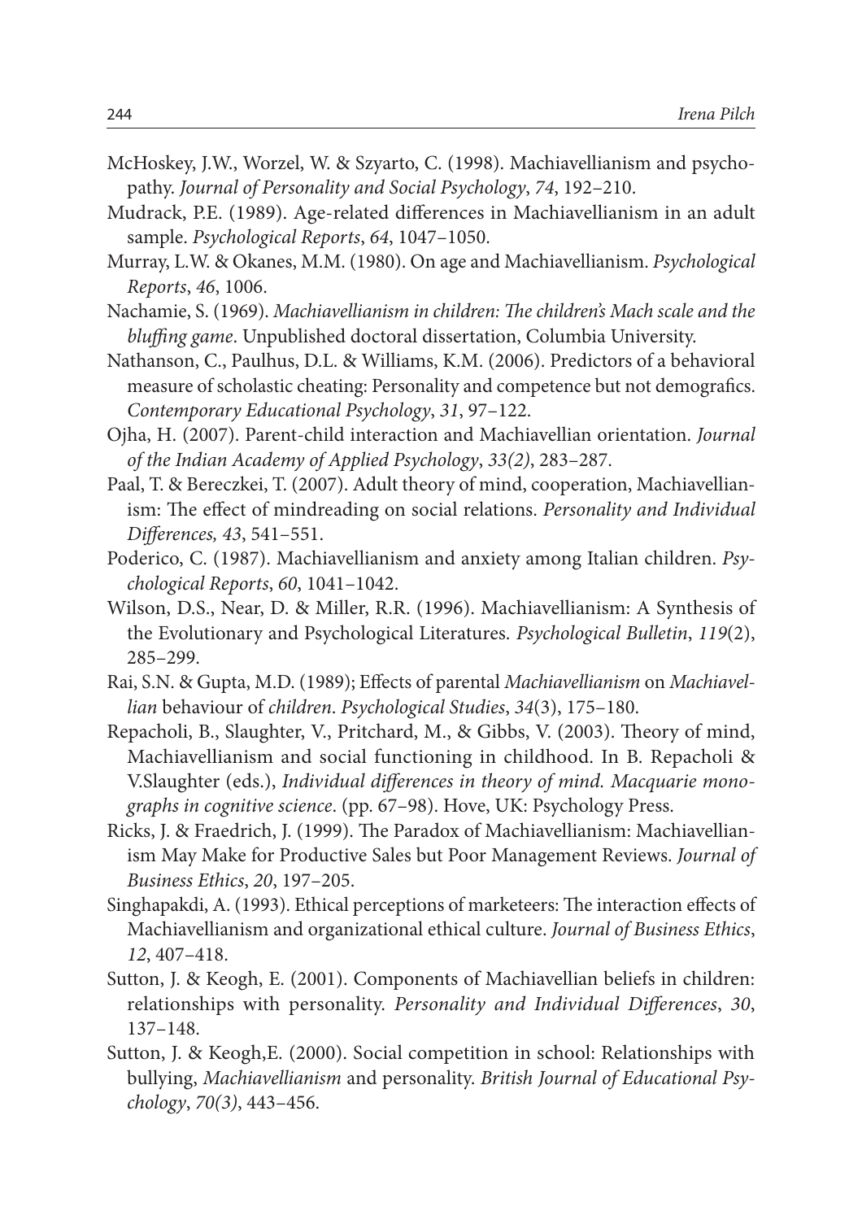McHoskey, J.W., Worzel, W. & Szyarto, C. (1998). Machiavellianism and psychopathy. *Journal of Personality and Social Psychology*, *74*, 192–210.

Mudrack, P.E. (1989). Age-related differences in Machiavellianism in an adult sample. *Psychological Reports*, *64*, 1047–1050.

Murray, L.W. & Okanes, M.M. (1980). On age and Machiavellianism. *Psychological Reports*, *46*, 1006.

Nachamie, S. (1969). *Machiavellianism in children: The children's Mach scale and the bluffing game*. Unpublished doctoral dissertation, Columbia University.

Nathanson, C., Paulhus, D.L. & Williams, K.M. (2006). Predictors of a behavioral measure of scholastic cheating: Personality and competence but not demografics. *Contemporary Educational Psychology*, *31*, 97–122.

Ojha, H. (2007). Parent-child interaction and Machiavellian orientation. *Journal of the Indian Academy of Applied Psychology*, *33(2)*, 283–287.

Paal, T. & Bereczkei, T. (2007). Adult theory of mind, cooperation, Machiavellianism: The effect of mindreading on social relations. *Personality and Individual Differences, 43*, 541–551.

Poderico, C. (1987). Machiavellianism and anxiety among Italian children. *Psychological Reports*, *60*, 1041–1042.

Wilson, D.S., Near, D. & Miller, R.R. (1996). Machiavellianism: A Synthesis of the Evolutionary and Psychological Literatures. *Psychological Bulletin*, *119*(2), 285–299.

Rai, S.N. & Gupta, M.D. (1989); Effects of parental *Machiavellianism* on *Machiavellian* behaviour of *children*. *Psychological Studies*, *34*(3), 175–180.

Repacholi, B., Slaughter, V., Pritchard, M., & Gibbs, V. (2003). Theory of mind, Machiavellianism and social functioning in childhood. In B. Repacholi & V.Slaughter (eds.), *Individual differences in theory of mind. Macquarie monographs in cognitive science*. (pp. 67–98). Hove, UK: Psychology Press.

Ricks, J. & Fraedrich, J. (1999). The Paradox of Machiavellianism: Machiavellianism May Make for Productive Sales but Poor Management Reviews. *Journal of Business Ethics*, *20*, 197–205.

Singhapakdi, A. (1993). Ethical perceptions of marketeers: The interaction effects of Machiavellianism and organizational ethical culture. *Journal of Business Ethics*, *12*, 407–418.

Sutton, J. & Keogh, E. (2001). Components of Machiavellian beliefs in children: relationships with personality. *Personality and Individual Differences*, *30*, 137–148.

Sutton, J. & Keogh,E. (2000). Social competition in school: Relationships with bullying, *Machiavellianism* and personality. *British Journal of Educational Psychology*, *70(3)*, 443–456.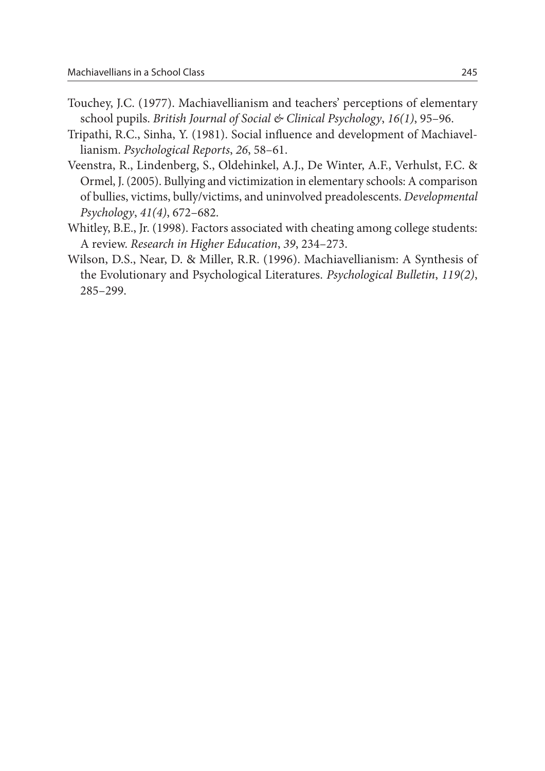Touchey, J.C. (1977). Machiavellianism and teachers' perceptions of elementary school pupils. *British Journal of Social & Clinical Psychology*, *16(1)*, 95–96.

Tripathi, R.C., Sinha, Y. (1981). Social influence and development of Machiavellianism. *Psychological Reports*, *26*, 58–61.

Veenstra, R., Lindenberg, S., Oldehinkel, A.J., De Winter, A.F., Verhulst, F.C. & Ormel, J. (2005). Bullying and victimization in elementary schools: A comparison of bullies, victims, bully/victims, and uninvolved preadolescents. *Developmental Psychology*, *41(4)*, 672–682.

Whitley, B.E., Jr. (1998). Factors associated with cheating among college students: A review. *Research in Higher Education*, *39*, 234–273.

Wilson, D.S., Near, D. & Miller, R.R. (1996). Machiavellianism: A Synthesis of the Evolutionary and Psychological Literatures. *Psychological Bulletin*, *119(2)*, 285–299.